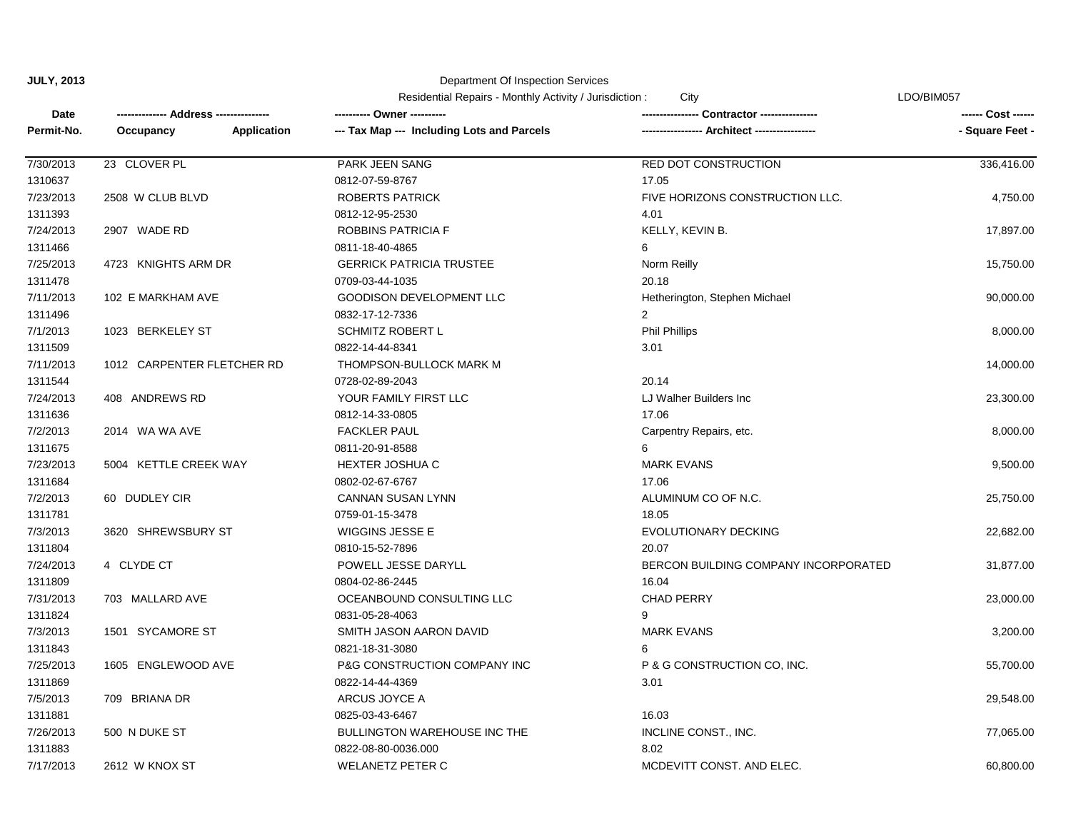**JULY, 2013**

Department Of Inspection Services

Residential Repairs - Monthly Activity / Jurisdiction : City

LDO/BIM057

| Date / Permit-No. | Address / Occupancy / Application | Owner / Tax Map --- Including Lots and Parcels | Contractor / Architect | Cost / Square Feet |
|---|---|---|---|---|
| 7/30/2013 | 23 CLOVER PL | PARK JEEN SANG | RED DOT CONSTRUCTION | 336,416.00 |
| 1310637 | | 0812-07-59-8767 | 17.05 | |
| 7/23/2013 | 2508 W CLUB BLVD | ROBERTS PATRICK | FIVE HORIZONS CONSTRUCTION LLC. | 4,750.00 |
| 1311393 | | 0812-12-95-2530 | 4.01 | |
| 7/24/2013 | 2907 WADE RD | ROBBINS PATRICIA F | KELLY, KEVIN B. | 17,897.00 |
| 1311466 | | 0811-18-40-4865 | 6 | |
| 7/25/2013 | 4723 KNIGHTS ARM DR | GERRICK PATRICIA TRUSTEE | Norm Reilly | 15,750.00 |
| 1311478 | | 0709-03-44-1035 | 20.18 | |
| 7/11/2013 | 102 E MARKHAM AVE | GOODISON DEVELOPMENT LLC | Hetherington, Stephen Michael | 90,000.00 |
| 1311496 | | 0832-17-12-7336 | 2 | |
| 7/1/2013 | 1023 BERKELEY ST | SCHMITZ ROBERT L | Phil Phillips | 8,000.00 |
| 1311509 | | 0822-14-44-8341 | 3.01 | |
| 7/11/2013 | 1012 CARPENTER FLETCHER RD | THOMPSON-BULLOCK MARK M | | 14,000.00 |
| 1311544 | | 0728-02-89-2043 | 20.14 | |
| 7/24/2013 | 408 ANDREWS RD | YOUR FAMILY FIRST LLC | LJ Walher Builders Inc | 23,300.00 |
| 1311636 | | 0812-14-33-0805 | 17.06 | |
| 7/2/2013 | 2014 WA WA AVE | FACKLER PAUL | Carpentry Repairs, etc. | 8,000.00 |
| 1311675 | | 0811-20-91-8588 | 6 | |
| 7/23/2013 | 5004 KETTLE CREEK WAY | HEXTER JOSHUA C | MARK EVANS | 9,500.00 |
| 1311684 | | 0802-02-67-6767 | 17.06 | |
| 7/2/2013 | 60 DUDLEY CIR | CANNAN SUSAN LYNN | ALUMINUM CO OF N.C. | 25,750.00 |
| 1311781 | | 0759-01-15-3478 | 18.05 | |
| 7/3/2013 | 3620 SHREWSBURY ST | WIGGINS JESSE E | EVOLUTIONARY DECKING | 22,682.00 |
| 1311804 | | 0810-15-52-7896 | 20.07 | |
| 7/24/2013 | 4 CLYDE CT | POWELL JESSE DARYLL | BERCON BUILDING COMPANY INCORPORATED | 31,877.00 |
| 1311809 | | 0804-02-86-2445 | 16.04 | |
| 7/31/2013 | 703 MALLARD AVE | OCEANBOUND CONSULTING LLC | CHAD PERRY | 23,000.00 |
| 1311824 | | 0831-05-28-4063 | 9 | |
| 7/3/2013 | 1501 SYCAMORE ST | SMITH JASON AARON DAVID | MARK EVANS | 3,200.00 |
| 1311843 | | 0821-18-31-3080 | 6 | |
| 7/25/2013 | 1605 ENGLEWOOD AVE | P&G CONSTRUCTION COMPANY INC | P & G CONSTRUCTION CO, INC. | 55,700.00 |
| 1311869 | | 0822-14-44-4369 | 3.01 | |
| 7/5/2013 | 709 BRIANA DR | ARCUS JOYCE A | | 29,548.00 |
| 1311881 | | 0825-03-43-6467 | 16.03 | |
| 7/26/2013 | 500 N DUKE ST | BULLINGTON WAREHOUSE INC THE | INCLINE CONST., INC. | 77,065.00 |
| 1311883 | | 0822-08-80-0036.000 | 8.02 | |
| 7/17/2013 | 2612 W KNOX ST | WELANETZ PETER C | MCDEVITT CONST. AND ELEC. | 60,800.00 |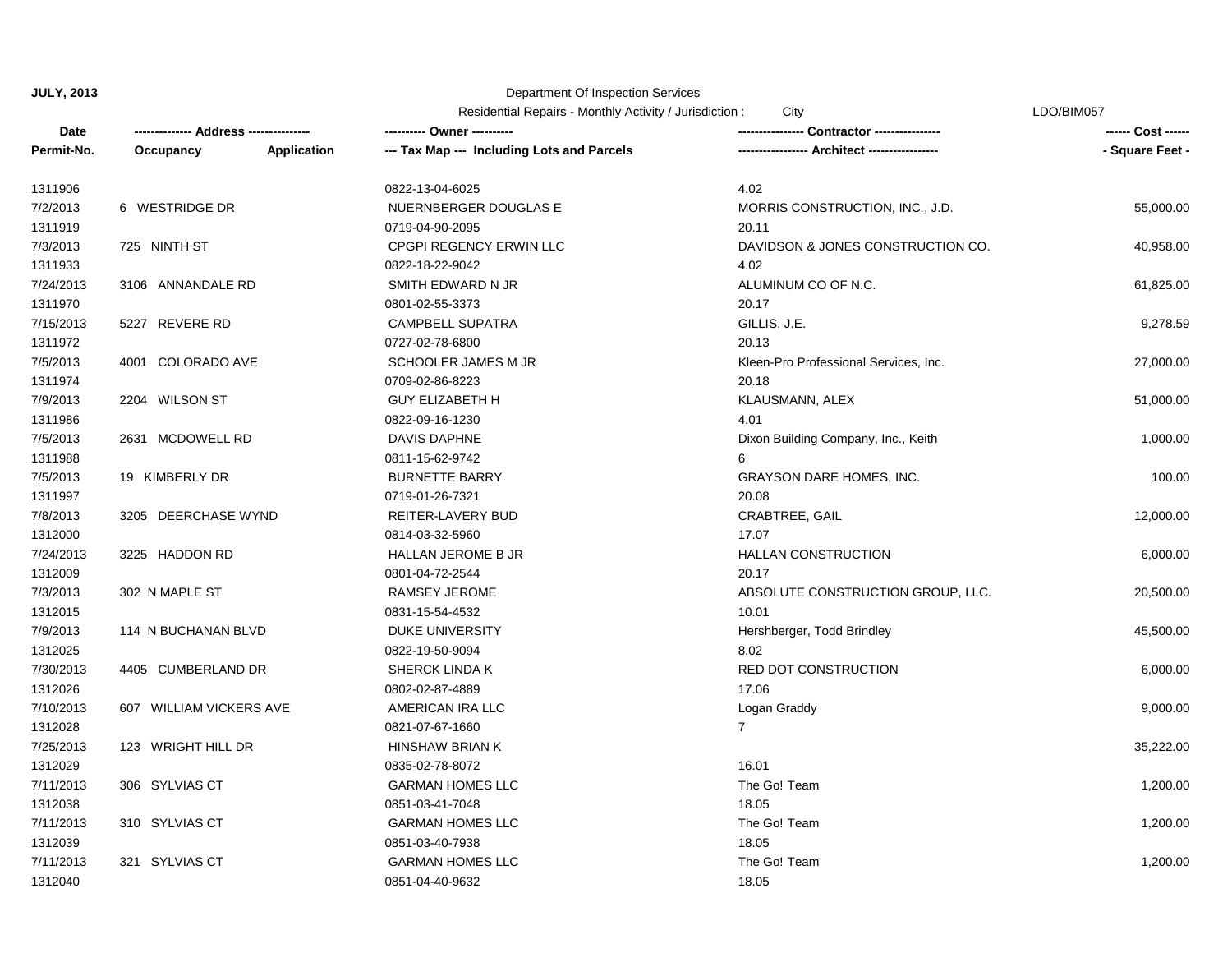**JULY, 2013**

Department Of Inspection Services

Residential Repairs - Monthly Activity / Jurisdiction : City

LDO/BIM057

| Date | -------------- Address -------------- | | ---------- Owner ---------- | ---------------- Contractor ---------------- | ------ Cost ------ |
|---|---|---|---|---|---|
| Permit-No. | Occupancy | Application | --- Tax Map --- Including Lots and Parcels | ----------------- Architect ----------------- | - Square Feet - |
| 1311906 | | | 0822-13-04-6025 | 4.02 | |
| 7/2/2013 | 6 WESTRIDGE DR | | NUERNBERGER DOUGLAS E | MORRIS CONSTRUCTION, INC., J.D. | 55,000.00 |
| 1311919 | | | 0719-04-90-2095 | 20.11 | |
| 7/3/2013 | 725 NINTH ST | | CPGPI REGENCY ERWIN LLC | DAVIDSON & JONES CONSTRUCTION CO. | 40,958.00 |
| 1311933 | | | 0822-18-22-9042 | 4.02 | |
| 7/24/2013 | 3106 ANNANDALE RD | | SMITH EDWARD N JR | ALUMINUM CO OF N.C. | 61,825.00 |
| 1311970 | | | 0801-02-55-3373 | 20.17 | |
| 7/15/2013 | 5227 REVERE RD | | CAMPBELL SUPATRA | GILLIS, J.E. | 9,278.59 |
| 1311972 | | | 0727-02-78-6800 | 20.13 | |
| 7/5/2013 | 4001 COLORADO AVE | | SCHOOLER JAMES M JR | Kleen-Pro Professional Services, Inc. | 27,000.00 |
| 1311974 | | | 0709-02-86-8223 | 20.18 | |
| 7/9/2013 | 2204 WILSON ST | | GUY ELIZABETH H | KLAUSMANN, ALEX | 51,000.00 |
| 1311986 | | | 0822-09-16-1230 | 4.01 | |
| 7/5/2013 | 2631 MCDOWELL RD | | DAVIS DAPHNE | Dixon Building Company, Inc., Keith | 1,000.00 |
| 1311988 | | | 0811-15-62-9742 | 6 | |
| 7/5/2013 | 19 KIMBERLY DR | | BURNETTE BARRY | GRAYSON DARE HOMES, INC. | 100.00 |
| 1311997 | | | 0719-01-26-7321 | 20.08 | |
| 7/8/2013 | 3205 DEERCHASE WYND | | REITER-LAVERY BUD | CRABTREE, GAIL | 12,000.00 |
| 1312000 | | | 0814-03-32-5960 | 17.07 | |
| 7/24/2013 | 3225 HADDON RD | | HALLAN JEROME B JR | HALLAN CONSTRUCTION | 6,000.00 |
| 1312009 | | | 0801-04-72-2544 | 20.17 | |
| 7/3/2013 | 302 N MAPLE ST | | RAMSEY JEROME | ABSOLUTE CONSTRUCTION GROUP, LLC. | 20,500.00 |
| 1312015 | | | 0831-15-54-4532 | 10.01 | |
| 7/9/2013 | 114 N BUCHANAN BLVD | | DUKE UNIVERSITY | Hershberger, Todd Brindley | 45,500.00 |
| 1312025 | | | 0822-19-50-9094 | 8.02 | |
| 7/30/2013 | 4405 CUMBERLAND DR | | SHERCK LINDA K | RED DOT CONSTRUCTION | 6,000.00 |
| 1312026 | | | 0802-02-87-4889 | 17.06 | |
| 7/10/2013 | 607 WILLIAM VICKERS AVE | | AMERICAN IRA LLC | Logan Graddy | 9,000.00 |
| 1312028 | | | 0821-07-67-1660 | 7 | |
| 7/25/2013 | 123 WRIGHT HILL DR | | HINSHAW BRIAN K | | 35,222.00 |
| 1312029 | | | 0835-02-78-8072 | 16.01 | |
| 7/11/2013 | 306 SYLVIAS CT | | GARMAN HOMES LLC | The Go! Team | 1,200.00 |
| 1312038 | | | 0851-03-41-7048 | 18.05 | |
| 7/11/2013 | 310 SYLVIAS CT | | GARMAN HOMES LLC | The Go! Team | 1,200.00 |
| 1312039 | | | 0851-03-40-7938 | 18.05 | |
| 7/11/2013 | 321 SYLVIAS CT | | GARMAN HOMES LLC | The Go! Team | 1,200.00 |
| 1312040 | | | 0851-04-40-9632 | 18.05 | |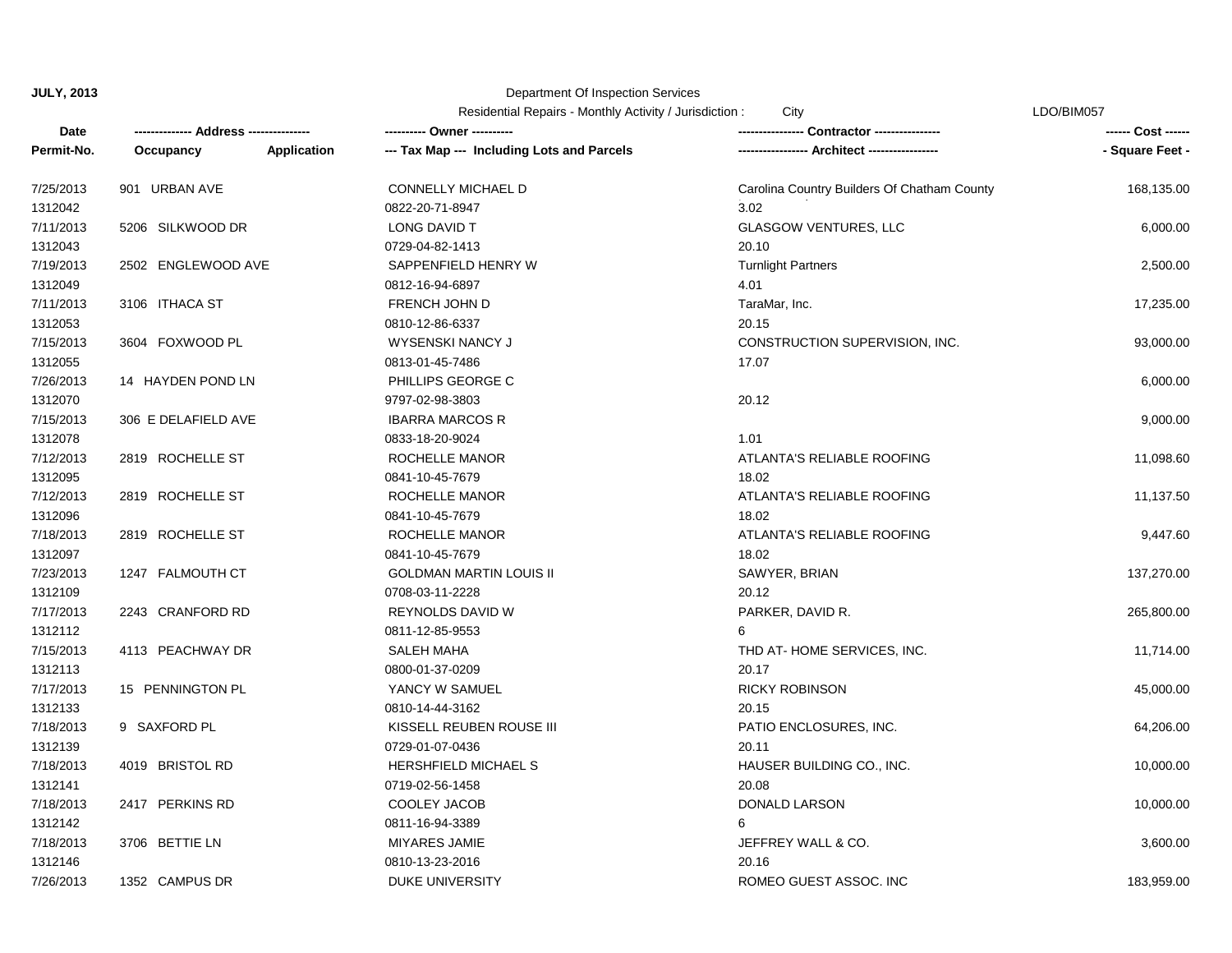**JULY, 2013**

Department Of Inspection Services

Residential Repairs - Monthly Activity / Jurisdiction : City

LDO/BIM057

| Date / Permit-No. | Address / Occupancy / Application | Owner / Tax Map --- Including Lots and Parcels | Contractor / Architect | Cost / Square Feet |
|---|---|---|---|---|
| 7/25/2013<br>1312042 | 901 URBAN AVE | CONNELLY MICHAEL D<br>0822-20-71-8947 | Carolina Country Builders Of Chatham County<br>3.02 | 168,135.00 |
| 7/11/2013<br>1312043 | 5206 SILKWOOD DR | LONG DAVID T<br>0729-04-82-1413 | GLASGOW VENTURES, LLC<br>20.10 | 6,000.00 |
| 7/19/2013<br>1312049 | 2502 ENGLEWOOD AVE | SAPPENFIELD HENRY W<br>0812-16-94-6897 | Turnlight Partners<br>4.01 | 2,500.00 |
| 7/11/2013<br>1312053 | 3106 ITHACA ST | FRENCH JOHN D<br>0810-12-86-6337 | TaraMar, Inc.<br>20.15 | 17,235.00 |
| 7/15/2013<br>1312055 | 3604 FOXWOOD PL | WYSENSKI NANCY J<br>0813-01-45-7486 | CONSTRUCTION SUPERVISION, INC.<br>17.07 | 93,000.00 |
| 7/26/2013<br>1312070 | 14 HAYDEN POND LN | PHILLIPS GEORGE C<br>9797-02-98-3803 | 20.12 | 6,000.00 |
| 7/15/2013<br>1312078 | 306 E DELAFIELD AVE | IBARRA MARCOS R<br>0833-18-20-9024 | 1.01 | 9,000.00 |
| 7/12/2013<br>1312095 | 2819 ROCHELLE ST | ROCHELLE MANOR<br>0841-10-45-7679 | ATLANTA'S RELIABLE ROOFING<br>18.02 | 11,098.60 |
| 7/12/2013<br>1312096 | 2819 ROCHELLE ST | ROCHELLE MANOR<br>0841-10-45-7679 | ATLANTA'S RELIABLE ROOFING<br>18.02 | 11,137.50 |
| 7/18/2013<br>1312097 | 2819 ROCHELLE ST | ROCHELLE MANOR<br>0841-10-45-7679 | ATLANTA'S RELIABLE ROOFING<br>18.02 | 9,447.60 |
| 7/23/2013<br>1312109 | 1247 FALMOUTH CT | GOLDMAN MARTIN LOUIS II<br>0708-03-11-2228 | SAWYER, BRIAN<br>20.12 | 137,270.00 |
| 7/17/2013<br>1312112 | 2243 CRANFORD RD | REYNOLDS DAVID W<br>0811-12-85-9553 | PARKER, DAVID R.<br>6 | 265,800.00 |
| 7/15/2013<br>1312113 | 4113 PEACHWAY DR | SALEH MAHA<br>0800-01-37-0209 | THD AT- HOME SERVICES, INC.<br>20.17 | 11,714.00 |
| 7/17/2013<br>1312133 | 15 PENNINGTON PL | YANCY W SAMUEL<br>0810-14-44-3162 | RICKY ROBINSON<br>20.15 | 45,000.00 |
| 7/18/2013<br>1312139 | 9 SAXFORD PL | KISSELL REUBEN ROUSE III<br>0729-01-07-0436 | PATIO ENCLOSURES, INC.<br>20.11 | 64,206.00 |
| 7/18/2013<br>1312141 | 4019 BRISTOL RD | HERSHFIELD MICHAEL S<br>0719-02-56-1458 | HAUSER BUILDING CO., INC.<br>20.08 | 10,000.00 |
| 7/18/2013<br>1312142 | 2417 PERKINS RD | COOLEY JACOB<br>0811-16-94-3389 | DONALD LARSON<br>6 | 10,000.00 |
| 7/18/2013<br>1312146 | 3706 BETTIE LN | MIYARES JAMIE<br>0810-13-23-2016 | JEFFREY WALL & CO.<br>20.16 | 3,600.00 |
| 7/26/2013 | 1352 CAMPUS DR | DUKE UNIVERSITY | ROMEO GUEST ASSOC. INC | 183,959.00 |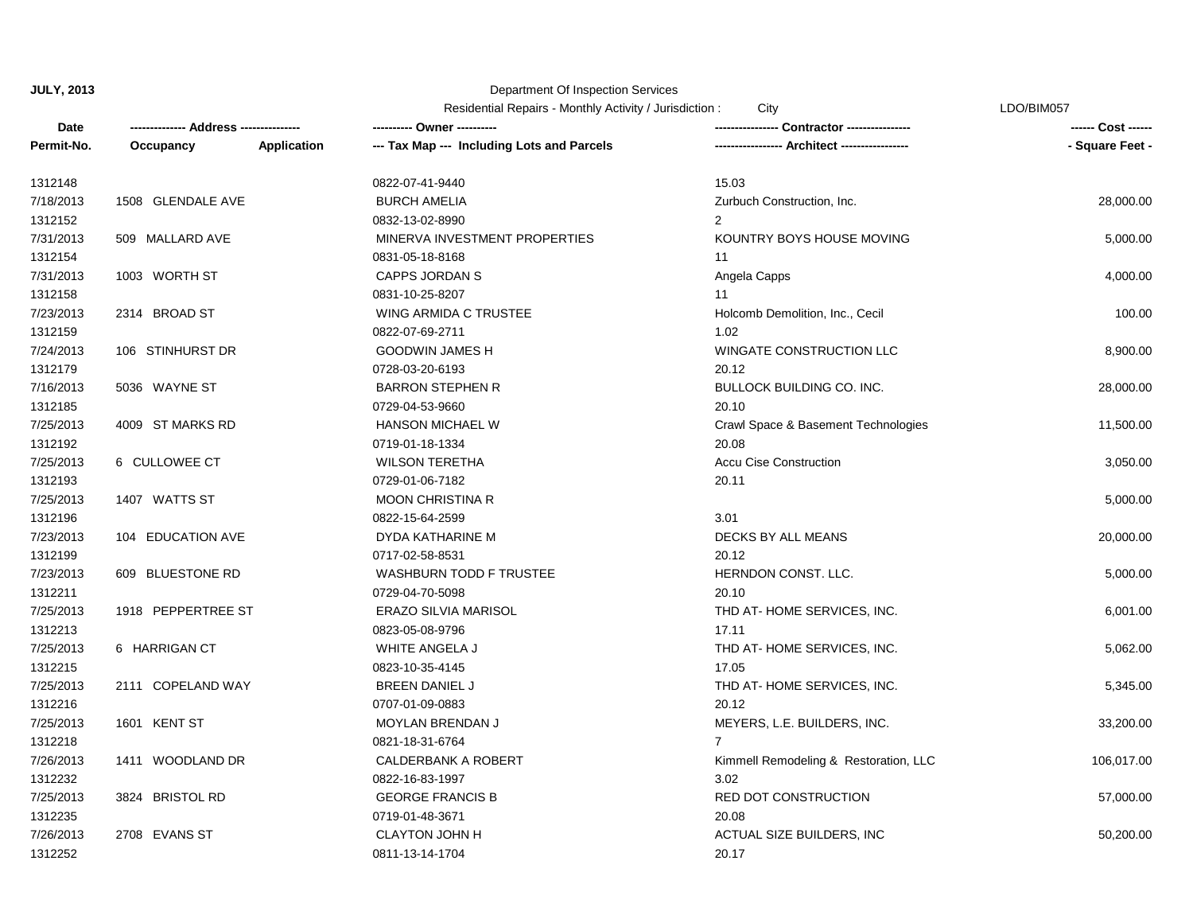**JULY, 2013**

Department Of Inspection Services

Residential Repairs - Monthly Activity / Jurisdiction : City

LDO/BIM057

| Date / Permit-No. | Address / Occupancy | Application | Owner / Tax Map --- Including Lots and Parcels | Contractor / Architect | Cost / Square Feet |
|---|---|---|---|---|---|
| 1312148 | | | 0822-07-41-9440 | 15.03 | |
| 7/18/2013 | 1508 GLENDALE AVE | | BURCH AMELIA | Zurbuch Construction, Inc. | 28,000.00 |
| 1312152 | | | 0832-13-02-8990 | 2 | |
| 7/31/2013 | 509 MALLARD AVE | | MINERVA INVESTMENT PROPERTIES | KOUNTRY BOYS HOUSE MOVING | 5,000.00 |
| 1312154 | | | 0831-05-18-8168 | 11 | |
| 7/31/2013 | 1003 WORTH ST | | CAPPS JORDAN S | Angela Capps | 4,000.00 |
| 1312158 | | | 0831-10-25-8207 | 11 | |
| 7/23/2013 | 2314 BROAD ST | | WING ARMIDA C TRUSTEE | Holcomb Demolition, Inc., Cecil | 100.00 |
| 1312159 | | | 0822-07-69-2711 | 1.02 | |
| 7/24/2013 | 106 STINHURST DR | | GOODWIN JAMES H | WINGATE CONSTRUCTION LLC | 8,900.00 |
| 1312179 | | | 0728-03-20-6193 | 20.12 | |
| 7/16/2013 | 5036 WAYNE ST | | BARRON STEPHEN R | BULLOCK BUILDING CO. INC. | 28,000.00 |
| 1312185 | | | 0729-04-53-9660 | 20.10 | |
| 7/25/2013 | 4009 ST MARKS RD | | HANSON MICHAEL W | Crawl Space & Basement Technologies | 11,500.00 |
| 1312192 | | | 0719-01-18-1334 | 20.08 | |
| 7/25/2013 | 6 CULLOWEE CT | | WILSON TERETHA | Accu Cise Construction | 3,050.00 |
| 1312193 | | | 0729-01-06-7182 | 20.11 | |
| 7/25/2013 | 1407 WATTS ST | | MOON CHRISTINA R | | 5,000.00 |
| 1312196 | | | 0822-15-64-2599 | 3.01 | |
| 7/23/2013 | 104 EDUCATION AVE | | DYDA KATHARINE M | DECKS BY ALL MEANS | 20,000.00 |
| 1312199 | | | 0717-02-58-8531 | 20.12 | |
| 7/23/2013 | 609 BLUESTONE RD | | WASHBURN TODD F TRUSTEE | HERNDON CONST. LLC. | 5,000.00 |
| 1312211 | | | 0729-04-70-5098 | 20.10 | |
| 7/25/2013 | 1918 PEPPERTREE ST | | ERAZO SILVIA MARISOL | THD AT- HOME SERVICES, INC. | 6,001.00 |
| 1312213 | | | 0823-05-08-9796 | 17.11 | |
| 7/25/2013 | 6 HARRIGAN CT | | WHITE ANGELA J | THD AT- HOME SERVICES, INC. | 5,062.00 |
| 1312215 | | | 0823-10-35-4145 | 17.05 | |
| 7/25/2013 | 2111 COPELAND WAY | | BREEN DANIEL J | THD AT- HOME SERVICES, INC. | 5,345.00 |
| 1312216 | | | 0707-01-09-0883 | 20.12 | |
| 7/25/2013 | 1601 KENT ST | | MOYLAN BRENDAN J | MEYERS, L.E. BUILDERS, INC. | 33,200.00 |
| 1312218 | | | 0821-18-31-6764 | 7 | |
| 7/26/2013 | 1411 WOODLAND DR | | CALDERBANK A ROBERT | Kimmell Remodeling & Restoration, LLC | 106,017.00 |
| 1312232 | | | 0822-16-83-1997 | 3.02 | |
| 7/25/2013 | 3824 BRISTOL RD | | GEORGE FRANCIS B | RED DOT CONSTRUCTION | 57,000.00 |
| 1312235 | | | 0719-01-48-3671 | 20.08 | |
| 7/26/2013 | 2708 EVANS ST | | CLAYTON JOHN H | ACTUAL SIZE BUILDERS, INC | 50,200.00 |
| 1312252 | | | 0811-13-14-1704 | 20.17 | |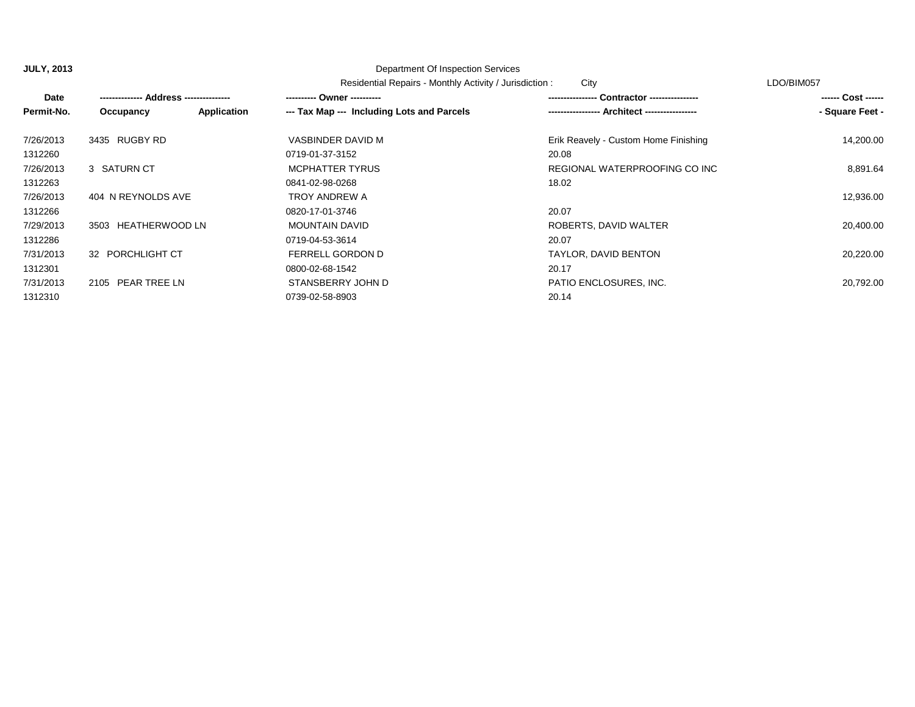**JULY, 2013**

Department Of Inspection Services

Residential Repairs - Monthly Activity / Jurisdiction : City

LDO/BIM057

| Date<br>Permit-No. | -------------- Address ---------------<br>Occupancy Application | ---------- Owner ----------<br>--- Tax Map --- Including Lots and Parcels | ---------------- Contractor ----------------<br>----------------- Architect ----------------- | ------ Cost ------<br>- Square Feet - |
|---|---|---|---|---|
| 7/26/2013<br>1312260 | 3435 RUGBY RD | VASBINDER DAVID M<br>0719-01-37-3152 | Erik Reavely - Custom Home Finishing<br>20.08 | 14,200.00 |
| 7/26/2013<br>1312263 | 3 SATURN CT | MCPHATTER TYRUS<br>0841-02-98-0268 | REGIONAL WATERPROOFING CO INC<br>18.02 | 8,891.64 |
| 7/26/2013<br>1312266 | 404 N REYNOLDS AVE | TROY ANDREW A<br>0820-17-01-3746 | 20.07 | 12,936.00 |
| 7/29/2013<br>1312286 | 3503 HEATHERWOOD LN | MOUNTAIN DAVID<br>0719-04-53-3614 | ROBERTS, DAVID WALTER<br>20.07 | 20,400.00 |
| 7/31/2013<br>1312301 | 32 PORCHLIGHT CT | FERRELL GORDON D<br>0800-02-68-1542 | TAYLOR, DAVID BENTON<br>20.17 | 20,220.00 |
| 7/31/2013<br>1312310 | 2105 PEAR TREE LN | STANSBERRY JOHN D<br>0739-02-58-8903 | PATIO ENCLOSURES, INC.<br>20.14 | 20,792.00 |